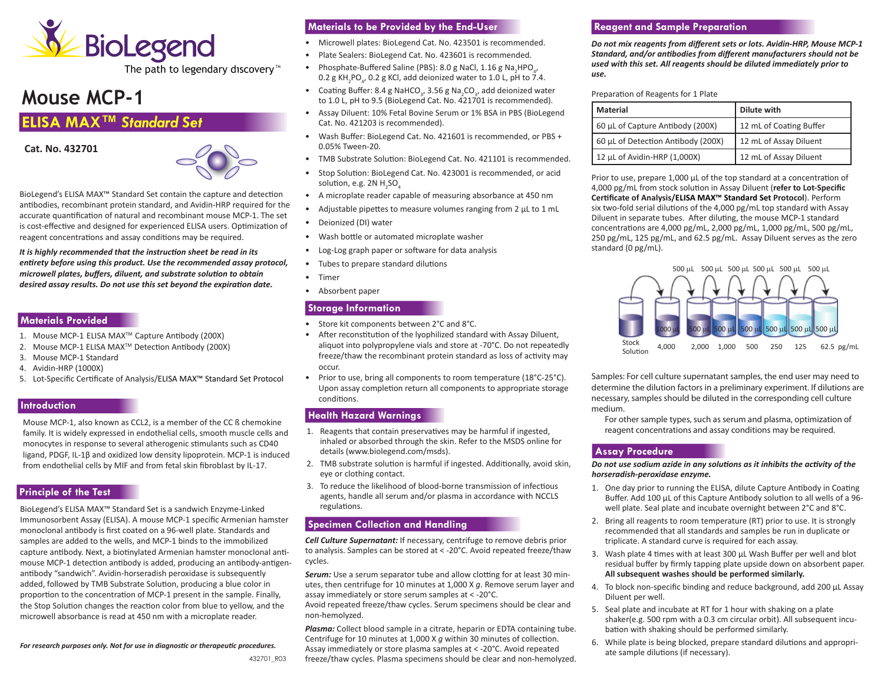# Mouse MCP-1

## ELISA MAX™ *Standard Set*

**Cat. No. 432701**

BioLegend's ELISA MAX™ Standard Set contain the capture and detection antibodies, recombinant protein standard, and Avidin-HRP required for the accurate quantification of natural and recombinant mouse MCP-1. The set is cost-effective and designed for experienced ELISA users. Optimization of reagent concentrations and assay conditions may be required.

***It is highly recommended that the instruction sheet be read in its entirety before using this product. Use the recommended assay protocol, microwell plates, buffers, diluent, and substrate solution to obtain desired assay results. Do not use this set beyond the expiration date.***

## Materials Provided

1. Mouse MCP-1 ELISA MAX™ Capture Antibody (200X)
2. Mouse MCP-1 ELISA MAX™ Detection Antibody (200X)
3. Mouse MCP-1 Standard
4. Avidin-HRP (1000X)
5. Lot-Specific Certificate of Analysis/ELISA MAX™ Standard Set Protocol

## Introduction

Mouse MCP-1, also known as CCL2, is a member of the CC ß chemokine family. It is widely expressed in endothelial cells, smooth muscle cells and monocytes in response to several atherogenic stimulants such as CD40 ligand, PDGF, IL-1β and oxidized low density lipoprotein. MCP-1 is induced from endothelial cells by MIF and from fetal skin fibroblast by IL-17.

## Principle of the Test

BioLegend's ELISA MAX™ Standard Set is a sandwich Enzyme-Linked Immunosorbent Assay (ELISA). A mouse MCP-1 specific Armenian hamster monoclonal antibody is first coated on a 96-well plate. Standards and samples are added to the wells, and MCP-1 binds to the immobilized capture antibody. Next, a biotinylated Armenian hamster monoclonal anti-mouse MCP-1 detection antibody is added, producing an antibody-antigen-antibody "sandwich". Avidin-horseradish peroxidase is subsequently added, followed by TMB Substrate Solution, producing a blue color in proportion to the concentration of MCP-1 present in the sample. Finally, the Stop Solution changes the reaction color from blue to yellow, and the microwell absorbance is read at 450 nm with a microplate reader.

***For research purposes only. Not for use in diagnostic or therapeutic procedures.***

432701_R03

## Materials to be Provided by the End-User

- Microwell plates: BioLegend Cat. No. 423501 is recommended.
- Plate Sealers: BioLegend Cat. No. 423601 is recommended.
- Phosphate-Buffered Saline (PBS): 8.0 g NaCl, 1.16 g $Na_2HPO_4$, 0.2 g $KH_2PO_4$, 0.2 g KCl, add deionized water to 1.0 L, pH to 7.4.
- Coating Buffer: 8.4 g $NaHCO_3$, 3.56 g $Na_2CO_3$, add deionized water to 1.0 L, pH to 9.5 (BioLegend Cat. No. 421701 is recommended).
- Assay Diluent: 10% Fetal Bovine Serum or 1% BSA in PBS (BioLegend Cat. No. 421203 is recommended).
- Wash Buffer: BioLegend Cat. No. 421601 is recommended, or PBS + 0.05% Tween-20.
- TMB Substrate Solution: BioLegend Cat. No. 421101 is recommended.
- Stop Solution: BioLegend Cat. No. 423001 is recommended, or acid solution, e.g. 2N $H_2SO_4$
- A microplate reader capable of measuring absorbance at 450 nm
- Adjustable pipettes to measure volumes ranging from 2 µL to 1 mL
- Deionized (DI) water
- Wash bottle or automated microplate washer
- Log-Log graph paper or software for data analysis
- Tubes to prepare standard dilutions
- Timer
- Absorbent paper

## Storage Information

- Store kit components between 2°C and 8°C.
- After reconstitution of the lyophilized standard with Assay Diluent, aliquot into polypropylene vials and store at -70°C. Do not repeatedly freeze/thaw the recombinant protein standard as loss of activity may occur.
- Prior to use, bring all components to room temperature (18°C-25°C). Upon assay completion return all components to appropriate storage conditions.

## Health Hazard Warnings

1. Reagents that contain preservatives may be harmful if ingested, inhaled or absorbed through the skin. Refer to the MSDS online for details (www.biolegend.com/msds).
2. TMB substrate solution is harmful if ingested. Additionally, avoid skin, eye or clothing contact.
3. To reduce the likelihood of blood-borne transmission of infectious agents, handle all serum and/or plasma in accordance with NCCLS regulations.

## Specimen Collection and Handling

***Cell Culture Supernatant:*** If necessary, centrifuge to remove debris prior to analysis. Samples can be stored at < -20°C. Avoid repeated freeze/thaw cycles.

***Serum:*** Use a serum separator tube and allow clotting for at least 30 minutes, then centrifuge for 10 minutes at 1,000 X *g*. Remove serum layer and assay immediately or store serum samples at < -20°C.
Avoid repeated freeze/thaw cycles. Serum specimens should be clear and non-hemolyzed.

***Plasma:*** Collect blood sample in a citrate, heparin or EDTA containing tube. Centrifuge for 10 minutes at 1,000 X *g* within 30 minutes of collection. Assay immediately or store plasma samples at < -20°C. Avoid repeated freeze/thaw cycles. Plasma specimens should be clear and non-hemolyzed.

## Reagent and Sample Preparation

***Do not mix reagents from different sets or lots. Avidin-HRP, Mouse MCP-1 Standard, and/or antibodies from different manufacturers should not be used with this set. All reagents should be diluted immediately prior to use.***

Preparation of Reagents for 1 Plate

| Material | Dilute with |
|---|---|
| 60 µL of Capture Antibody (200X) | 12 mL of Coating Buffer |
| 60 µL of Detection Antibody (200X) | 12 mL of Assay Diluent |
| 12 µL of Avidin-HRP (1,000X) | 12 mL of Assay Diluent |

Prior to use, prepare 1,000 µL of the top standard at a concentration of 4,000 pg/mL from stock solution in Assay Diluent (**refer to Lot-Specific Certificate of Analysis/ELISA MAX™ Standard Set Protocol**). Perform six two-fold serial dilutions of the 4,000 pg/mL top standard with Assay Diluent in separate tubes. After diluting, the mouse MCP-1 standard concentrations are 4,000 pg/mL, 2,000 pg/mL, 1,000 pg/mL, 500 pg/mL, 250 pg/mL, 125 pg/mL, and 62.5 pg/mL. Assay Diluent serves as the zero standard (0 pg/mL).

500 µL 500 µL 500 µL 500 µL 500 µL 500 µL

Stock Solution | 1000 µL: 4,000 | 500 µL: 2,000 | 500 µL: 1,000 | 500 µL: 500 | 500 µL: 250 | 500 µL: 125 | 500 µL: 62.5 pg/mL

Samples: For cell culture supernatant samples, the end user may need to determine the dilution factors in a preliminary experiment. If dilutions are necessary, samples should be diluted in the corresponding cell culture medium.

For other sample types, such as serum and plasma, optimization of reagent concentrations and assay conditions may be required.

## Assay Procedure

***Do not use sodium azide in any solutions as it inhibits the activity of the horseradish-peroxidase enzyme.***

1. One day prior to running the ELISA, dilute Capture Antibody in Coating Buffer. Add 100 µL of this Capture Antibody solution to all wells of a 96-well plate. Seal plate and incubate overnight between 2°C and 8°C.
2. Bring all reagents to room temperature (RT) prior to use. It is strongly recommended that all standards and samples be run in duplicate or triplicate. A standard curve is required for each assay.
3. Wash plate 4 times with at least 300 µL Wash Buffer per well and blot residual buffer by firmly tapping plate upside down on absorbent paper. **All subsequent washes should be performed similarly.**
4. To block non-specific binding and reduce background, add 200 µL Assay Diluent per well.
5. Seal plate and incubate at RT for 1 hour with shaking on a plate shaker(e.g. 500 rpm with a 0.3 cm circular orbit). All subsequent incubation with shaking should be performed similarly.
6. While plate is being blocked, prepare standard dilutions and appropriate sample dilutions (if necessary).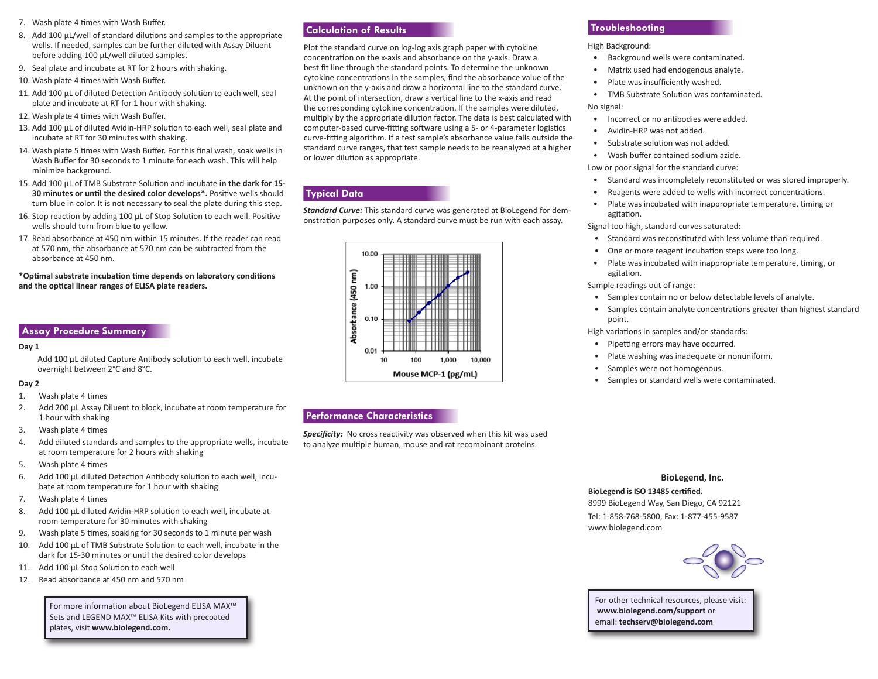7. Wash plate 4 times with Wash Buffer.
8. Add 100 µL/well of standard dilutions and samples to the appropriate wells. If needed, samples can be further diluted with Assay Diluent before adding 100 µL/well diluted samples.
9. Seal plate and incubate at RT for 2 hours with shaking.
10. Wash plate 4 times with Wash Buffer.
11. Add 100 µL of diluted Detection Antibody solution to each well, seal plate and incubate at RT for 1 hour with shaking.
12. Wash plate 4 times with Wash Buffer.
13. Add 100 µL of diluted Avidin-HRP solution to each well, seal plate and incubate at RT for 30 minutes with shaking.
14. Wash plate 5 times with Wash Buffer. For this final wash, soak wells in Wash Buffer for 30 seconds to 1 minute for each wash. This will help minimize background.
15. Add 100 µL of TMB Substrate Solution and incubate **in the dark for 15-30 minutes or until the desired color develops\*.** Positive wells should turn blue in color. It is not necessary to seal the plate during this step.
16. Stop reaction by adding 100 µL of Stop Solution to each well. Positive wells should turn from blue to yellow.
17. Read absorbance at 450 nm within 15 minutes. If the reader can read at 570 nm, the absorbance at 570 nm can be subtracted from the absorbance at 450 nm.

**\*Optimal substrate incubation time depends on laboratory conditions and the optical linear ranges of ELISA plate readers.**

## Assay Procedure Summary

**Day 1**

Add 100 µL diluted Capture Antibody solution to each well, incubate overnight between 2°C and 8°C.

**Day 2**

1. Wash plate 4 times
2. Add 200 µL Assay Diluent to block, incubate at room temperature for 1 hour with shaking
3. Wash plate 4 times
4. Add diluted standards and samples to the appropriate wells, incubate at room temperature for 2 hours with shaking
5. Wash plate 4 times
6. Add 100 µL diluted Detection Antibody solution to each well, incubate at room temperature for 1 hour with shaking
7. Wash plate 4 times
8. Add 100 µL diluted Avidin-HRP solution to each well, incubate at room temperature for 30 minutes with shaking
9. Wash plate 5 times, soaking for 30 seconds to 1 minute per wash
10. Add 100 µL of TMB Substrate Solution to each well, incubate in the dark for 15-30 minutes or until the desired color develops
11. Add 100 µL Stop Solution to each well
12. Read absorbance at 450 nm and 570 nm

For more information about BioLegend ELISA MAX™ Sets and LEGEND MAX™ ELISA Kits with precoated plates, visit **www.biolegend.com.**

## Calculation of Results

Plot the standard curve on log-log axis graph paper with cytokine concentration on the x-axis and absorbance on the y-axis. Draw a best fit line through the standard points. To determine the unknown cytokine concentrations in the samples, find the absorbance value of the unknown on the y-axis and draw a horizontal line to the standard curve. At the point of intersection, draw a vertical line to the x-axis and read the corresponding cytokine concentration. If the samples were diluted, multiply by the appropriate dilution factor. The data is best calculated with computer-based curve-fitting software using a 5- or 4-parameter logistics curve-fitting algorithm. If a test sample's absorbance value falls outside the standard curve ranges, that test sample needs to be reanalyzed at a higher or lower dilution as appropriate.

## Typical Data

***Standard Curve:*** This standard curve was generated at BioLegend for demonstration purposes only. A standard curve must be run with each assay.

Absorbance (450 nm)
10.00
1.00
0.10
0.01
10
100
1,000
10,000
Mouse MCP-1 (pg/mL)

## Performance Characteristics

***Specificity:*** No cross reactivity was observed when this kit was used to analyze multiple human, mouse and rat recombinant proteins.

## Troubleshooting

High Background:

- Background wells were contaminated.
- Matrix used had endogenous analyte.
- Plate was insufficiently washed.
- TMB Substrate Solution was contaminated.

No signal:

- Incorrect or no antibodies were added.
- Avidin-HRP was not added.
- Substrate solution was not added.
- Wash buffer contained sodium azide.

Low or poor signal for the standard curve:

- Standard was incompletely reconstituted or was stored improperly.
- Reagents were added to wells with incorrect concentrations.
- Plate was incubated with inappropriate temperature, timing or agitation.

Signal too high, standard curves saturated:

- Standard was reconstituted with less volume than required.
- One or more reagent incubation steps were too long.
- Plate was incubated with inappropriate temperature, timing, or agitation.

Sample readings out of range:

- Samples contain no or below detectable levels of analyte.
- Samples contain analyte concentrations greater than highest standard point.

High variations in samples and/or standards:

- Pipetting errors may have occurred.
- Plate washing was inadequate or nonuniform.
- Samples were not homogenous.
- Samples or standard wells were contaminated.

**BioLegend, Inc.**

**BioLegend is ISO 13485 certified.**

8999 BioLegend Way, San Diego, CA 92121

Tel: 1-858-768-5800, Fax: 1-877-455-9587

www.biolegend.com

For other technical resources, please visit: **www.biolegend.com/support** or email: **techserv@biolegend.com**